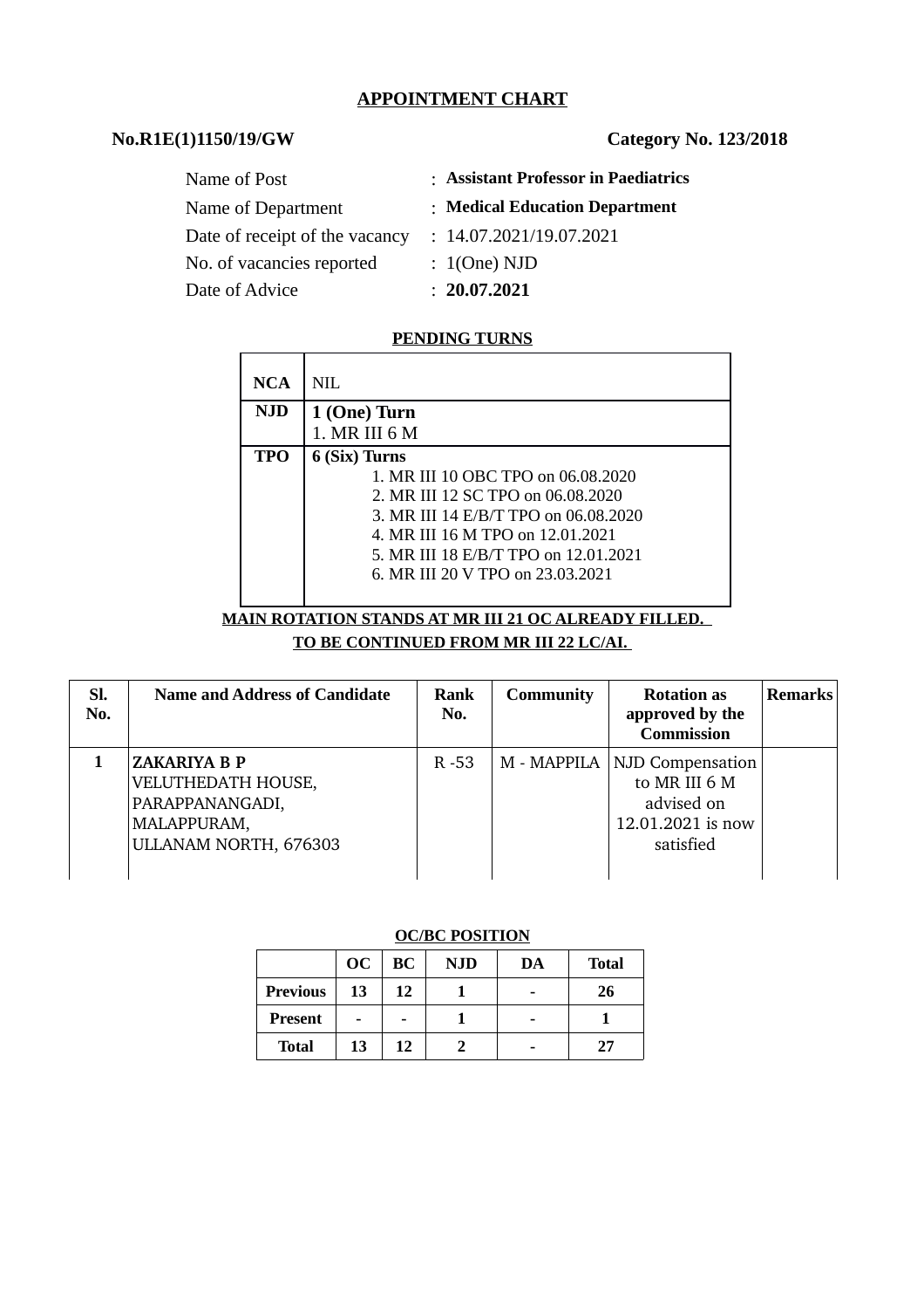# APPOINTMENT CHART

**No.R1E(1)1150/19/GW** **Category No. 123/2018**

| | | |
|---|---|---|
| Name of Post | : | **Assistant Professor in Paediatrics** |
| Name of Department | : | **Medical Education Department** |
| Date of receipt of the vacancy | : | 14.07.2021/19.07.2021 |
| No. of vacancies reported | : | 1(One) NJD |
| Date of Advice | : | **20.07.2021** |

**PENDING TURNS**

| | |
|---|---|
| **NCA** | NIL |
| **NJD** | **1 (One) Turn**<br>1. MR III 6 M |
| **TPO** | **6 (Six) Turns**<br>1. MR III 10 OBC TPO on 06.08.2020<br>2. MR III 12 SC TPO on 06.08.2020<br>3. MR III 14 E/B/T TPO on 06.08.2020<br>4. MR III 16 M TPO on 12.01.2021<br>5. MR III 18 E/B/T TPO on 12.01.2021<br>6. MR III 20 V TPO on 23.03.2021 |

**MAIN ROTATION STANDS AT MR III 21 OC ALREADY FILLED.**
**TO BE CONTINUED FROM MR III 22 LC/AI.**

| Sl. No. | Name and Address of Candidate | Rank No. | Community | Rotation as approved by the Commission | Remarks |
|---|---|---|---|---|---|
| 1 | **ZAKARIYA B P**<br>VELUTHEDATH HOUSE,<br>PARAPPANANGADI,<br>MALAPPURAM,<br>ULLANAM NORTH, 676303 | R -53 | M - MAPPILA | NJD Compensation to MR III 6 M advised on 12.01.2021 is now satisfied | |

**OC/BC POSITION**

| | OC | BC | NJD | DA | Total |
|---|---|---|---|---|---|
| **Previous** | 13 | 12 | 1 | - | 26 |
| **Present** | - | - | 1 | - | 1 |
| **Total** | 13 | 12 | 2 | - | 27 |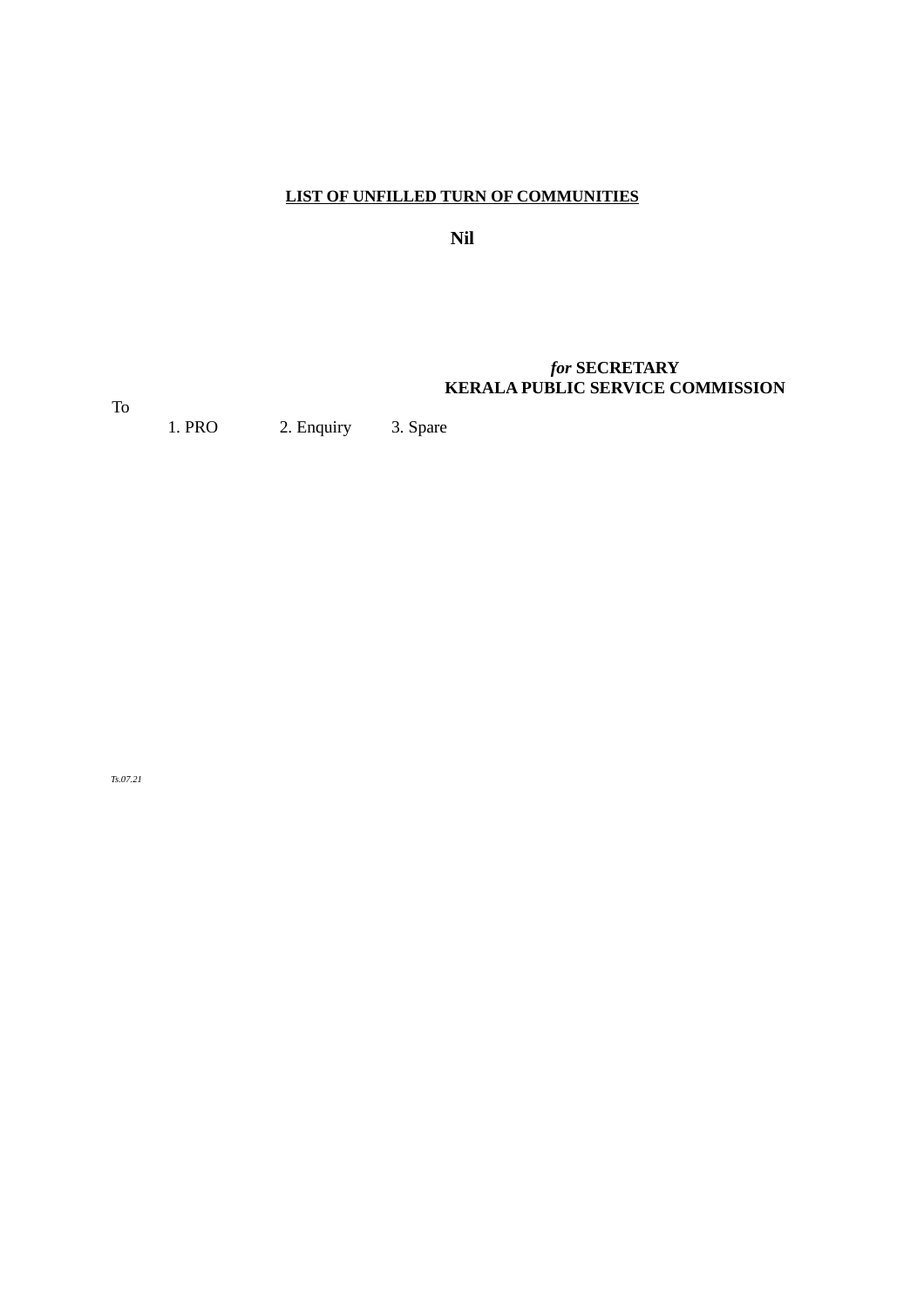**<u>LIST OF UNFILLED TURN OF COMMUNITIES</u>**

**Nil**

*for* **SECRETARY**
**KERALA PUBLIC SERVICE COMMISSION**

To

1. PRO 2. Enquiry 3. Spare

*Ts.07.21*